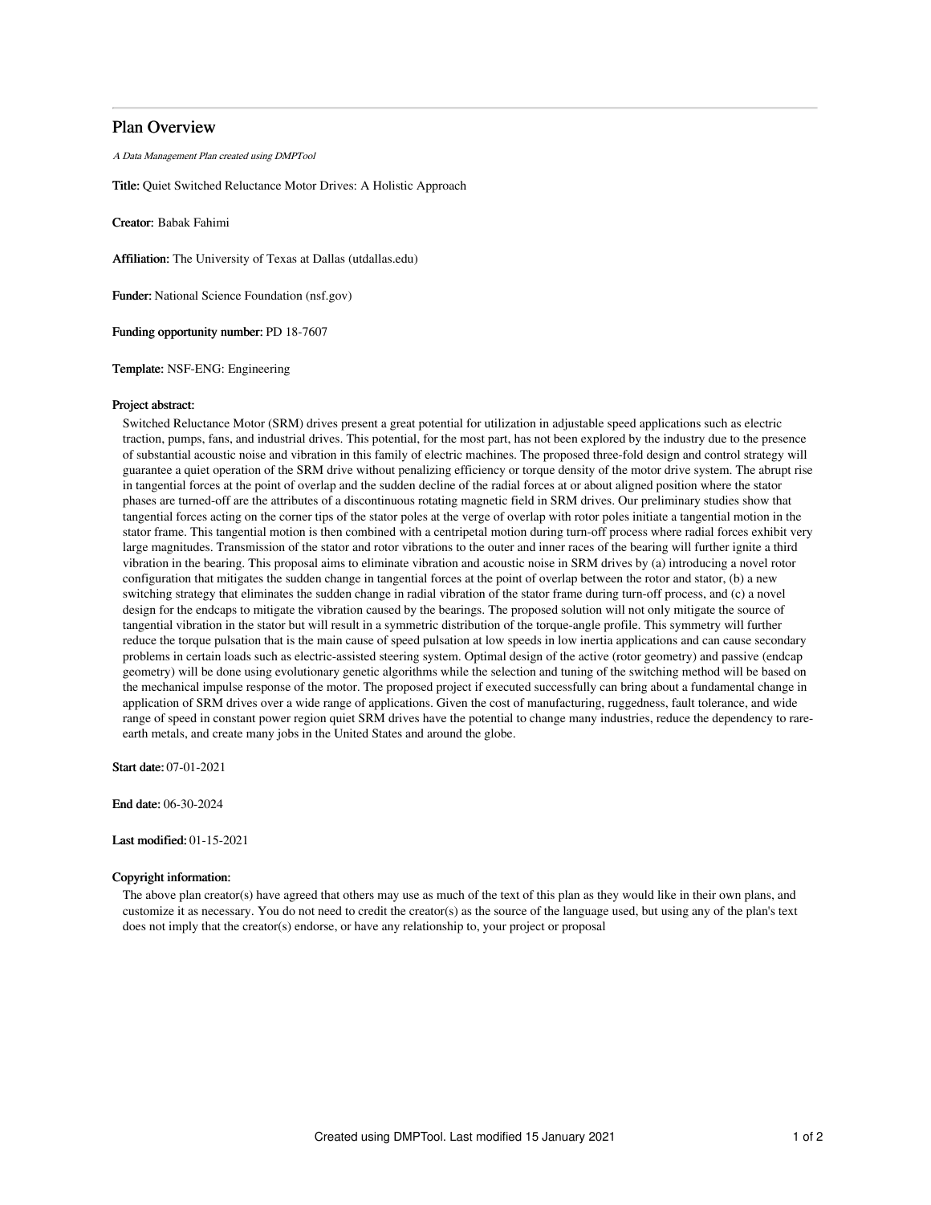# Plan Overview

*A Data Management Plan created using DMPTool*

**Title:** Quiet Switched Reluctance Motor Drives: A Holistic Approach

**Creator:** Babak Fahimi

**Affiliation:** The University of Texas at Dallas (utdallas.edu)

**Funder:** National Science Foundation (nsf.gov)

**Funding opportunity number:** PD 18-7607

**Template:** NSF-ENG: Engineering

**Project abstract:**

Switched Reluctance Motor (SRM) drives present a great potential for utilization in adjustable speed applications such as electric traction, pumps, fans, and industrial drives. This potential, for the most part, has not been explored by the industry due to the presence of substantial acoustic noise and vibration in this family of electric machines. The proposed three-fold design and control strategy will guarantee a quiet operation of the SRM drive without penalizing efficiency or torque density of the motor drive system. The abrupt rise in tangential forces at the point of overlap and the sudden decline of the radial forces at or about aligned position where the stator phases are turned-off are the attributes of a discontinuous rotating magnetic field in SRM drives. Our preliminary studies show that tangential forces acting on the corner tips of the stator poles at the verge of overlap with rotor poles initiate a tangential motion in the stator frame. This tangential motion is then combined with a centripetal motion during turn-off process where radial forces exhibit very large magnitudes. Transmission of the stator and rotor vibrations to the outer and inner races of the bearing will further ignite a third vibration in the bearing. This proposal aims to eliminate vibration and acoustic noise in SRM drives by (a) introducing a novel rotor configuration that mitigates the sudden change in tangential forces at the point of overlap between the rotor and stator, (b) a new switching strategy that eliminates the sudden change in radial vibration of the stator frame during turn-off process, and (c) a novel design for the endcaps to mitigate the vibration caused by the bearings. The proposed solution will not only mitigate the source of tangential vibration in the stator but will result in a symmetric distribution of the torque-angle profile. This symmetry will further reduce the torque pulsation that is the main cause of speed pulsation at low speeds in low inertia applications and can cause secondary problems in certain loads such as electric-assisted steering system. Optimal design of the active (rotor geometry) and passive (endcap geometry) will be done using evolutionary genetic algorithms while the selection and tuning of the switching method will be based on the mechanical impulse response of the motor. The proposed project if executed successfully can bring about a fundamental change in application of SRM drives over a wide range of applications. Given the cost of manufacturing, ruggedness, fault tolerance, and wide range of speed in constant power region quiet SRM drives have the potential to change many industries, reduce the dependency to rare-earth metals, and create many jobs in the United States and around the globe.

**Start date:** 07-01-2021

**End date:** 06-30-2024

**Last modified:** 01-15-2021

**Copyright information:**

The above plan creator(s) have agreed that others may use as much of the text of this plan as they would like in their own plans, and customize it as necessary. You do not need to credit the creator(s) as the source of the language used, but using any of the plan's text does not imply that the creator(s) endorse, or have any relationship to, your project or proposal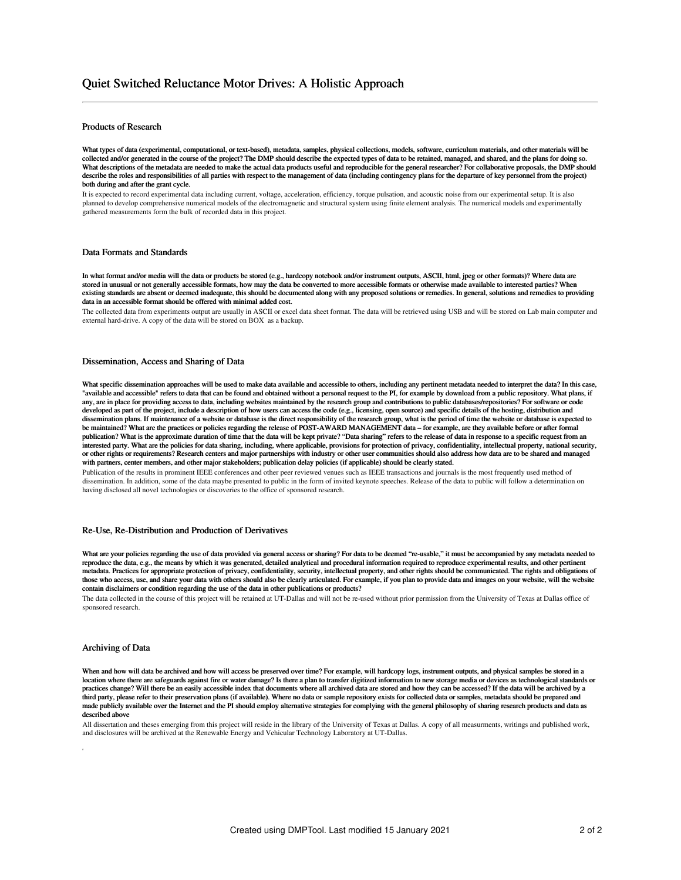# Quiet Switched Reluctance Motor Drives: A Holistic Approach

## Products of Research

**What types of data (experimental, computational, or text-based), metadata, samples, physical collections, models, software, curriculum materials, and other materials will be collected and/or generated in the course of the project? The DMP should describe the expected types of data to be retained, managed, and shared, and the plans for doing so. What descriptions of the metadata are needed to make the actual data products useful and reproducible for the general researcher? For collaborative proposals, the DMP should describe the roles and responsibilities of all parties with respect to the management of data (including contingency plans for the departure of key personnel from the project) both during and after the grant cycle.**

It is expected to record experimental data including current, voltage, acceleration, efficiency, torque pulsation, and acoustic noise from our experimental setup. It is also planned to develop comprehensive numerical models of the electromagnetic and structural system using finite element analysis. The numerical models and experimentally gathered measurements form the bulk of recorded data in this project.

## Data Formats and Standards

**In what format and/or media will the data or products be stored (e.g., hardcopy notebook and/or instrument outputs, ASCII, html, jpeg or other formats)? Where data are stored in unusual or not generally accessible formats, how may the data be converted to more accessible formats or otherwise made available to interested parties? When existing standards are absent or deemed inadequate, this should be documented along with any proposed solutions or remedies. In general, solutions and remedies to providing data in an accessible format should be offered with minimal added cost.**

The collected data from experiments output are usually in ASCII or excel data sheet format. The data will be retrieved using USB and will be stored on Lab main computer and external hard-drive. A copy of the data will be stored on BOX as a backup.

## Dissemination, Access and Sharing of Data

**What specific dissemination approaches will be used to make data available and accessible to others, including any pertinent metadata needed to interpret the data? In this case, "available and accessible" refers to data that can be found and obtained without a personal request to the PI, for example by download from a public repository. What plans, if any, are in place for providing access to data, including websites maintained by the research group and contributions to public databases/repositories? For software or code developed as part of the project, include a description of how users can access the code (e.g., licensing, open source) and specific details of the hosting, distribution and dissemination plans. If maintenance of a website or database is the direct responsibility of the research group, what is the period of time the website or database is expected to be maintained? What are the practices or policies regarding the release of POST-AWARD MANAGEMENT data – for example, are they available before or after formal publication? What is the approximate duration of time that the data will be kept private? "Data sharing" refers to the release of data in response to a specific request from an interested party. What are the policies for data sharing, including, where applicable, provisions for protection of privacy, confidentiality, intellectual property, national security, or other rights or requirements? Research centers and major partnerships with industry or other user communities should also address how data are to be shared and managed with partners, center members, and other major stakeholders; publication delay policies (if applicable) should be clearly stated.**

Publication of the results in prominent IEEE conferences and other peer reviewed venues such as IEEE transactions and journals is the most frequently used method of dissemination. In addition, some of the data maybe presented to public in the form of invited keynote speeches. Release of the data to public will follow a determination on having disclosed all novel technologies or discoveries to the office of sponsored research.

## Re-Use, Re-Distribution and Production of Derivatives

**What are your policies regarding the use of data provided via general access or sharing? For data to be deemed "re-usable," it must be accompanied by any metadata needed to reproduce the data, e.g., the means by which it was generated, detailed analytical and procedural information required to reproduce experimental results, and other pertinent metadata. Practices for appropriate protection of privacy, confidentiality, security, intellectual property, and other rights should be communicated. The rights and obligations of those who access, use, and share your data with others should also be clearly articulated. For example, if you plan to provide data and images on your website, will the website contain disclaimers or condition regarding the use of the data in other publications or products?**

The data collected in the course of this project will be retained at UT-Dallas and will not be re-used without prior permission from the University of Texas at Dallas office of sponsored research.

## Archiving of Data

**When and how will data be archived and how will access be preserved over time? For example, will hardcopy logs, instrument outputs, and physical samples be stored in a location where there are safeguards against fire or water damage? Is there a plan to transfer digitized information to new storage media or devices as technological standards or practices change? Will there be an easily accessible index that documents where all archived data are stored and how they can be accessed? If the data will be archived by a third party, please refer to their preservation plans (if available). Where no data or sample repository exists for collected data or samples, metadata should be prepared and made publicly available over the Internet and the PI should employ alternative strategies for complying with the general philosophy of sharing research products and data as described above**

All dissertation and theses emerging from this project will reside in the library of the University of Texas at Dallas. A copy of all measurments, writings and published work, and disclosures will be archived at the Renewable Energy and Vehicular Technology Laboratory at UT-Dallas.